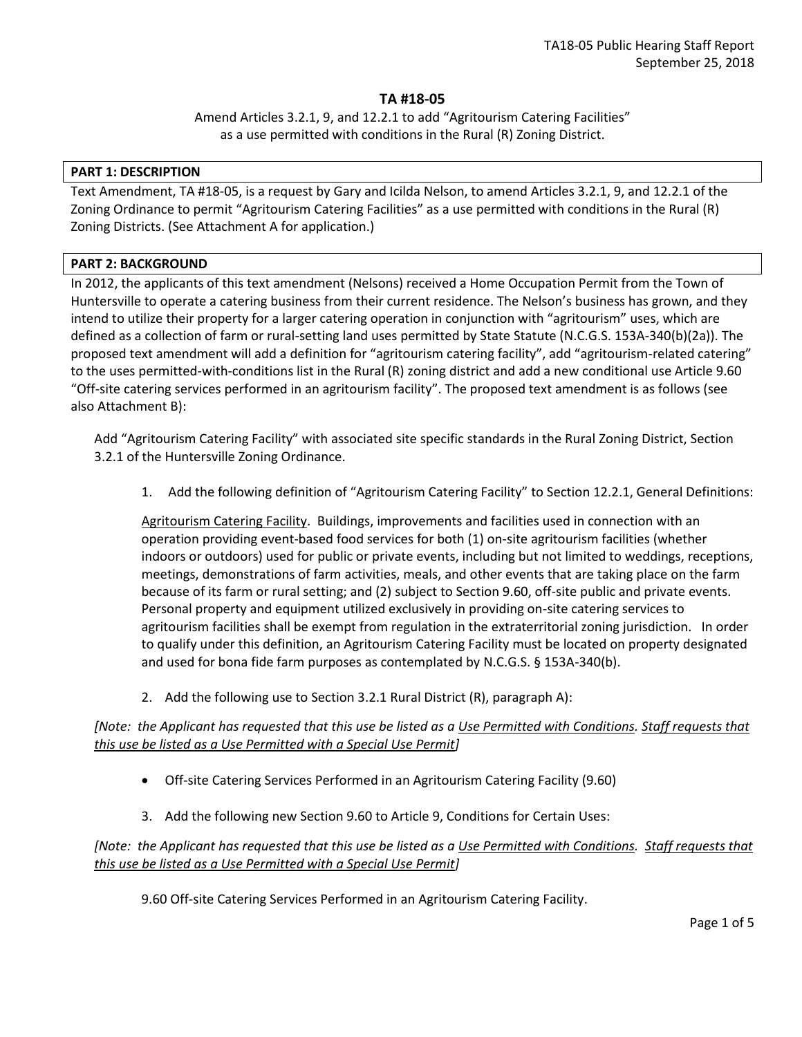# TA #18-05

Amend Articles 3.2.1, 9, and 12.2.1 to add "Agritourism Catering Facilities" as a use permitted with conditions in the Rural (R) Zoning District.

## PART 1: DESCRIPTION

Text Amendment, TA #18-05, is a request by Gary and Icilda Nelson, to amend Articles 3.2.1, 9, and 12.2.1 of the Zoning Ordinance to permit "Agritourism Catering Facilities" as a use permitted with conditions in the Rural (R) Zoning Districts. (See Attachment A for application.)

## PART 2: BACKGROUND

In 2012, the applicants of this text amendment (Nelsons) received a Home Occupation Permit from the Town of Huntersville to operate a catering business from their current residence. The Nelson's business has grown, and they intend to utilize their property for a larger catering operation in conjunction with "agritourism" uses, which are defined as a collection of farm or rural-setting land uses permitted by State Statute (N.C.G.S. 153A-340(b)(2a)). The proposed text amendment will add a definition for "agritourism catering facility", add "agritourism-related catering" to the uses permitted-with-conditions list in the Rural (R) zoning district and add a new conditional use Article 9.60 "Off-site catering services performed in an agritourism facility". The proposed text amendment is as follows (see also Attachment B):

Add "Agritourism Catering Facility" with associated site specific standards in the Rural Zoning District, Section 3.2.1 of the Huntersville Zoning Ordinance.

1. Add the following definition of "Agritourism Catering Facility" to Section 12.2.1, General Definitions:

   <u>Agritourism Catering Facility</u>. Buildings, improvements and facilities used in connection with an operation providing event-based food services for both (1) on-site agritourism facilities (whether indoors or outdoors) used for public or private events, including but not limited to weddings, receptions, meetings, demonstrations of farm activities, meals, and other events that are taking place on the farm because of its farm or rural setting; and (2) subject to Section 9.60, off-site public and private events. Personal property and equipment utilized exclusively in providing on-site catering services to agritourism facilities shall be exempt from regulation in the extraterritorial zoning jurisdiction. In order to qualify under this definition, an Agritourism Catering Facility must be located on property designated and used for bona fide farm purposes as contemplated by N.C.G.S. § 153A-340(b).

2. Add the following use to Section 3.2.1 Rural District (R), paragraph A):

*[Note: the Applicant has requested that this use be listed as a <u>Use Permitted with Conditions</u>. <u>Staff requests that this use be listed as a Use Permitted with a Special Use Permit</u>]*

- Off-site Catering Services Performed in an Agritourism Catering Facility (9.60)

3. Add the following new Section 9.60 to Article 9, Conditions for Certain Uses:

*[Note: the Applicant has requested that this use be listed as a <u>Use Permitted with Conditions</u>. <u>Staff requests that this use be listed as a Use Permitted with a Special Use Permit</u>]*

9.60 Off-site Catering Services Performed in an Agritourism Catering Facility.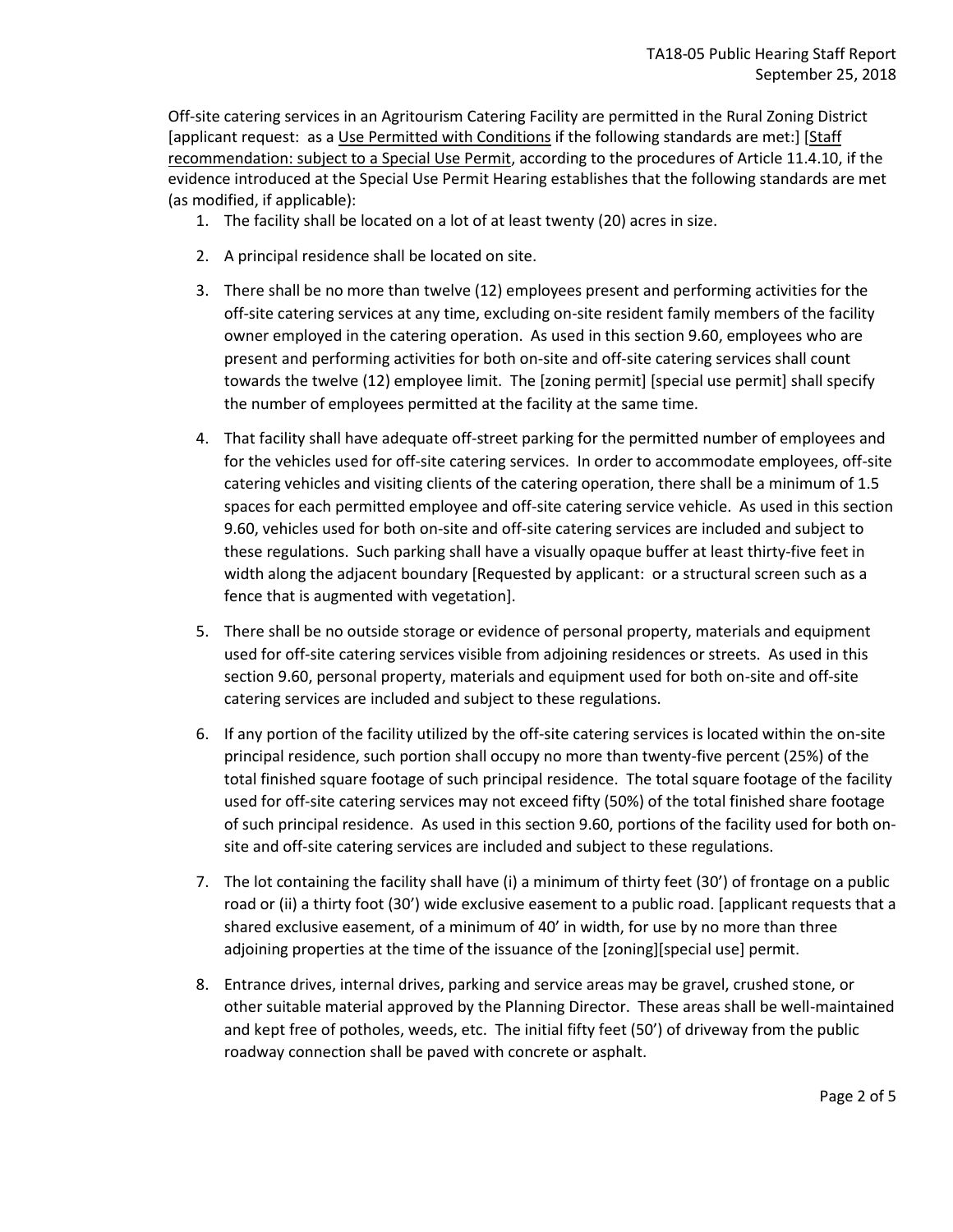Off-site catering services in an Agritourism Catering Facility are permitted in the Rural Zoning District [applicant request: as a <u>Use Permitted with Conditions</u> if the following standards are met:] [<u>Staff recommendation: subject to a Special Use Permit</u>, according to the procedures of Article 11.4.10, if the evidence introduced at the Special Use Permit Hearing establishes that the following standards are met (as modified, if applicable):

1. The facility shall be located on a lot of at least twenty (20) acres in size.
2. A principal residence shall be located on site.
3. There shall be no more than twelve (12) employees present and performing activities for the off-site catering services at any time, excluding on-site resident family members of the facility owner employed in the catering operation. As used in this section 9.60, employees who are present and performing activities for both on-site and off-site catering services shall count towards the twelve (12) employee limit. The [zoning permit] [special use permit] shall specify the number of employees permitted at the facility at the same time.
4. That facility shall have adequate off-street parking for the permitted number of employees and for the vehicles used for off-site catering services. In order to accommodate employees, off-site catering vehicles and visiting clients of the catering operation, there shall be a minimum of 1.5 spaces for each permitted employee and off-site catering service vehicle. As used in this section 9.60, vehicles used for both on-site and off-site catering services are included and subject to these regulations. Such parking shall have a visually opaque buffer at least thirty-five feet in width along the adjacent boundary [Requested by applicant: or a structural screen such as a fence that is augmented with vegetation].
5. There shall be no outside storage or evidence of personal property, materials and equipment used for off-site catering services visible from adjoining residences or streets. As used in this section 9.60, personal property, materials and equipment used for both on-site and off-site catering services are included and subject to these regulations.
6. If any portion of the facility utilized by the off-site catering services is located within the on-site principal residence, such portion shall occupy no more than twenty-five percent (25%) of the total finished square footage of such principal residence. The total square footage of the facility used for off-site catering services may not exceed fifty (50%) of the total finished share footage of such principal residence. As used in this section 9.60, portions of the facility used for both on-site and off-site catering services are included and subject to these regulations.
7. The lot containing the facility shall have (i) a minimum of thirty feet (30') of frontage on a public road or (ii) a thirty foot (30') wide exclusive easement to a public road. [applicant requests that a shared exclusive easement, of a minimum of 40' in width, for use by no more than three adjoining properties at the time of the issuance of the [zoning][special use] permit.
8. Entrance drives, internal drives, parking and service areas may be gravel, crushed stone, or other suitable material approved by the Planning Director. These areas shall be well-maintained and kept free of potholes, weeds, etc. The initial fifty feet (50') of driveway from the public roadway connection shall be paved with concrete or asphalt.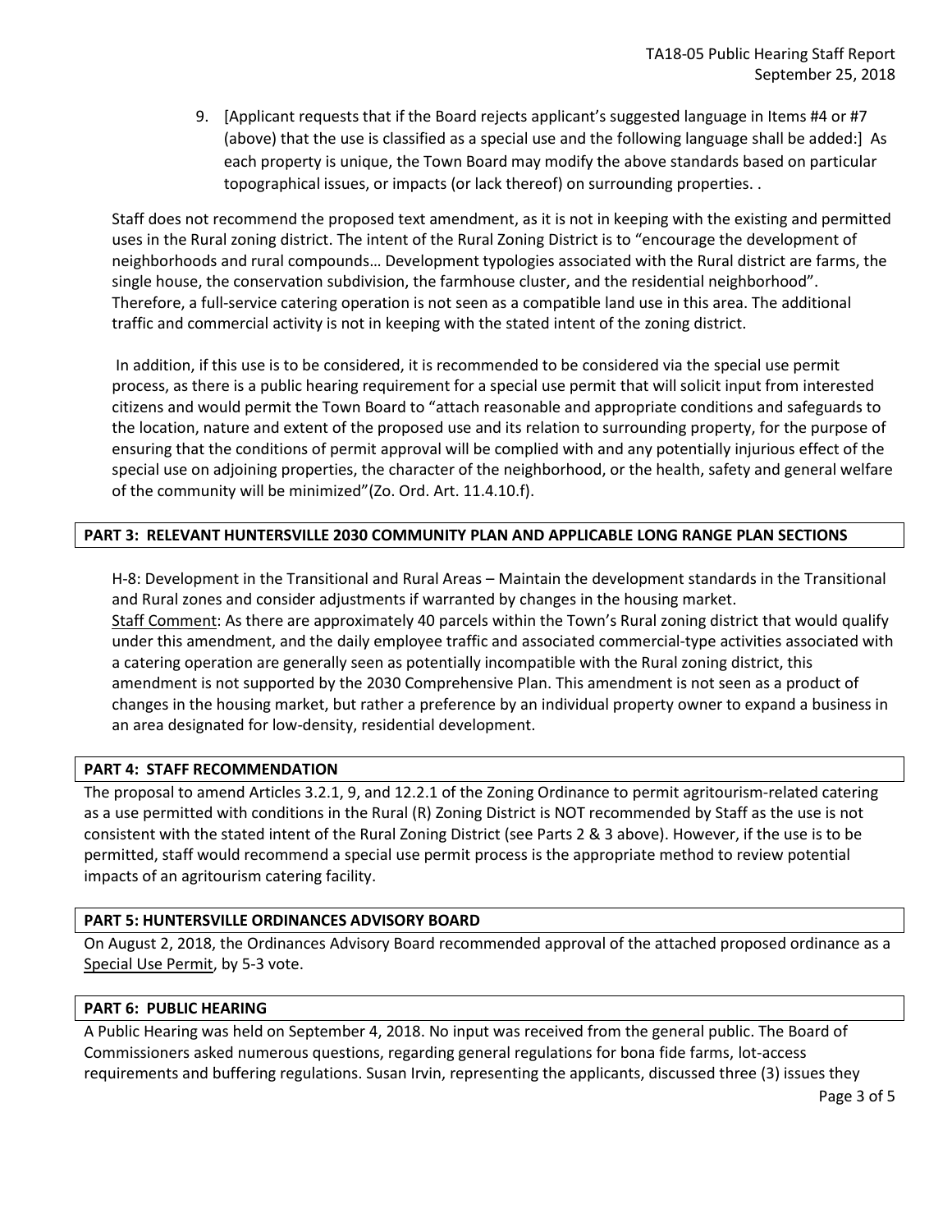9. [Applicant requests that if the Board rejects applicant's suggested language in Items #4 or #7 (above) that the use is classified as a special use and the following language shall be added:] As each property is unique, the Town Board may modify the above standards based on particular topographical issues, or impacts (or lack thereof) on surrounding properties. .

Staff does not recommend the proposed text amendment, as it is not in keeping with the existing and permitted uses in the Rural zoning district. The intent of the Rural Zoning District is to "encourage the development of neighborhoods and rural compounds… Development typologies associated with the Rural district are farms, the single house, the conservation subdivision, the farmhouse cluster, and the residential neighborhood". Therefore, a full-service catering operation is not seen as a compatible land use in this area. The additional traffic and commercial activity is not in keeping with the stated intent of the zoning district.

In addition, if this use is to be considered, it is recommended to be considered via the special use permit process, as there is a public hearing requirement for a special use permit that will solicit input from interested citizens and would permit the Town Board to "attach reasonable and appropriate conditions and safeguards to the location, nature and extent of the proposed use and its relation to surrounding property, for the purpose of ensuring that the conditions of permit approval will be complied with and any potentially injurious effect of the special use on adjoining properties, the character of the neighborhood, or the health, safety and general welfare of the community will be minimized"(Zo. Ord. Art. 11.4.10.f).

## PART 3: RELEVANT HUNTERSVILLE 2030 COMMUNITY PLAN AND APPLICABLE LONG RANGE PLAN SECTIONS

H-8: Development in the Transitional and Rural Areas – Maintain the development standards in the Transitional and Rural zones and consider adjustments if warranted by changes in the housing market.

Staff Comment: As there are approximately 40 parcels within the Town's Rural zoning district that would qualify under this amendment, and the daily employee traffic and associated commercial-type activities associated with a catering operation are generally seen as potentially incompatible with the Rural zoning district, this amendment is not supported by the 2030 Comprehensive Plan. This amendment is not seen as a product of changes in the housing market, but rather a preference by an individual property owner to expand a business in an area designated for low-density, residential development.

## PART 4: STAFF RECOMMENDATION

The proposal to amend Articles 3.2.1, 9, and 12.2.1 of the Zoning Ordinance to permit agritourism-related catering as a use permitted with conditions in the Rural (R) Zoning District is NOT recommended by Staff as the use is not consistent with the stated intent of the Rural Zoning District (see Parts 2 & 3 above). However, if the use is to be permitted, staff would recommend a special use permit process is the appropriate method to review potential impacts of an agritourism catering facility.

## PART 5: HUNTERSVILLE ORDINANCES ADVISORY BOARD

On August 2, 2018, the Ordinances Advisory Board recommended approval of the attached proposed ordinance as a Special Use Permit, by 5-3 vote.

## PART 6: PUBLIC HEARING

A Public Hearing was held on September 4, 2018. No input was received from the general public. The Board of Commissioners asked numerous questions, regarding general regulations for bona fide farms, lot-access requirements and buffering regulations. Susan Irvin, representing the applicants, discussed three (3) issues they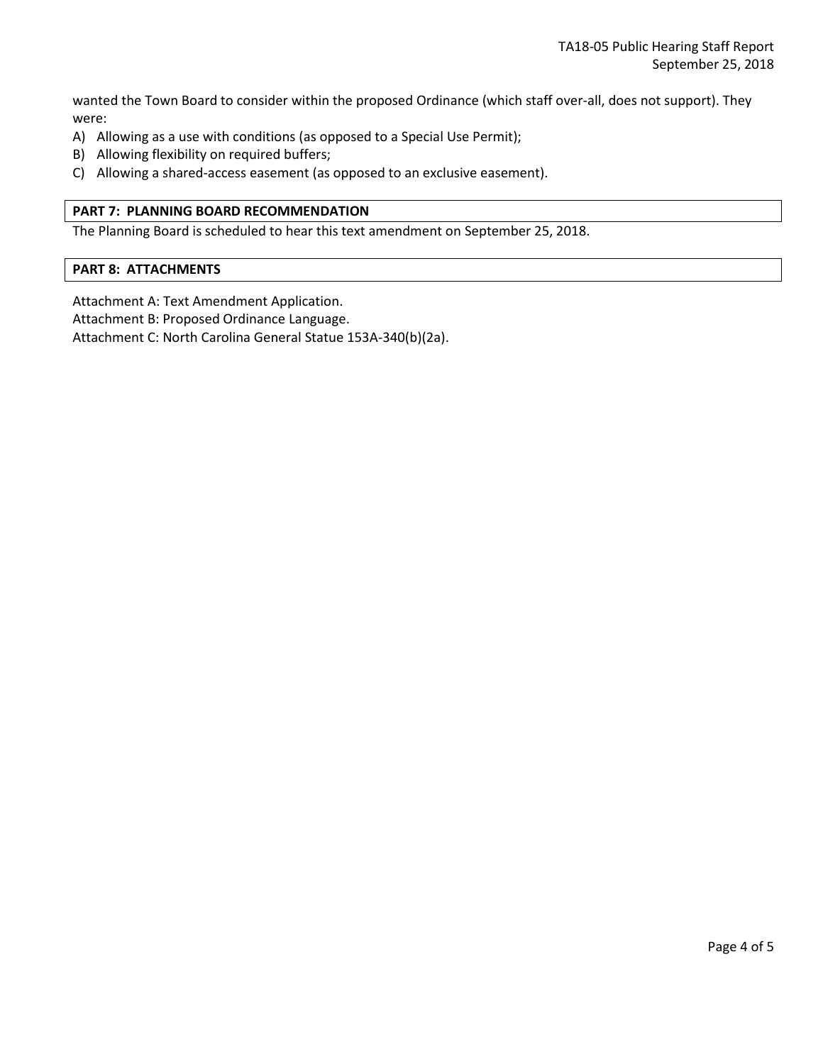wanted the Town Board to consider within the proposed Ordinance (which staff over-all, does not support). They were:

A) Allowing as a use with conditions (as opposed to a Special Use Permit);
B) Allowing flexibility on required buffers;
C) Allowing a shared-access easement (as opposed to an exclusive easement).

## PART 7: PLANNING BOARD RECOMMENDATION

The Planning Board is scheduled to hear this text amendment on September 25, 2018.

## PART 8: ATTACHMENTS

Attachment A: Text Amendment Application.
Attachment B: Proposed Ordinance Language.
Attachment C: North Carolina General Statue 153A-340(b)(2a).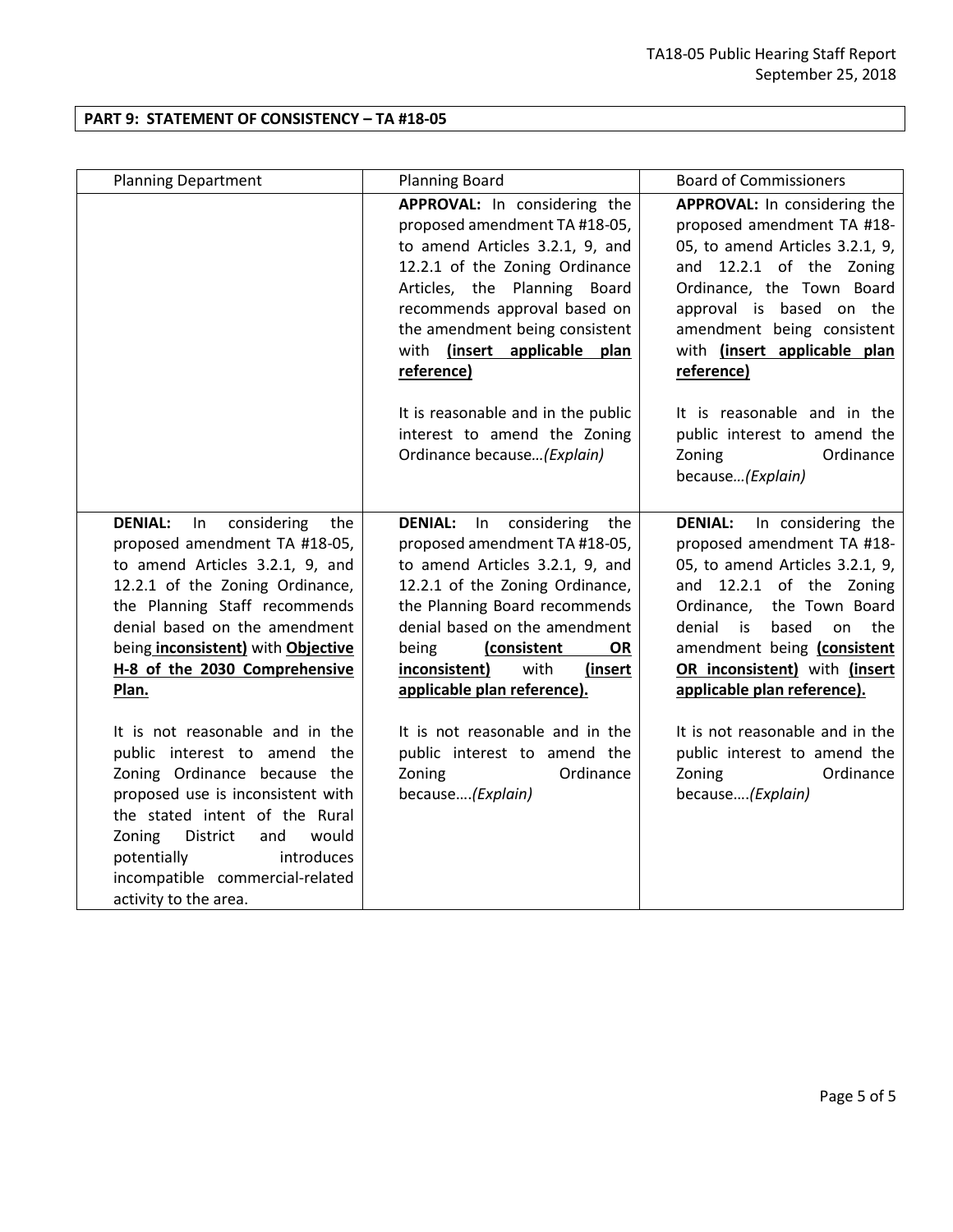**PART 9: STATEMENT OF CONSISTENCY – TA #18-05**

| Planning Department | Planning Board | Board of Commissioners |
|---|---|---|
| | **APPROVAL:** In considering the proposed amendment TA #18-05, to amend Articles 3.2.1, 9, and 12.2.1 of the Zoning Ordinance Articles, the Planning Board recommends approval based on the amendment being consistent with **(insert applicable plan reference)**<br><br>It is reasonable and in the public interest to amend the Zoning Ordinance because…*(Explain)* | **APPROVAL:** In considering the proposed amendment TA #18-05, to amend Articles 3.2.1, 9, and 12.2.1 of the Zoning Ordinance, the Town Board approval is based on the amendment being consistent with **(insert applicable plan reference)**<br><br>It is reasonable and in the public interest to amend the Zoning Ordinance because…*(Explain)* |
| **DENIAL:** In considering the proposed amendment TA #18-05, to amend Articles 3.2.1, 9, and 12.2.1 of the Zoning Ordinance, the Planning Staff recommends denial based on the amendment being **inconsistent)** with **Objective H-8 of the 2030 Comprehensive Plan.**<br><br>It is not reasonable and in the public interest to amend the Zoning Ordinance because the proposed use is inconsistent with the stated intent of the Rural Zoning District and would potentially introduces incompatible commercial-related activity to the area. | **DENIAL:** In considering the proposed amendment TA #18-05, to amend Articles 3.2.1, 9, and 12.2.1 of the Zoning Ordinance, the Planning Board recommends denial based on the amendment being **(consistent OR inconsistent)** with **(insert applicable plan reference).**<br><br>It is not reasonable and in the public interest to amend the Zoning Ordinance because….*(Explain)* | **DENIAL:** In considering the proposed amendment TA #18-05, to amend Articles 3.2.1, 9, and 12.2.1 of the Zoning Ordinance, the Town Board denial is based on the amendment being **(consistent OR inconsistent)** with **(insert applicable plan reference).**<br><br>It is not reasonable and in the public interest to amend the Zoning Ordinance because….*(Explain)* |